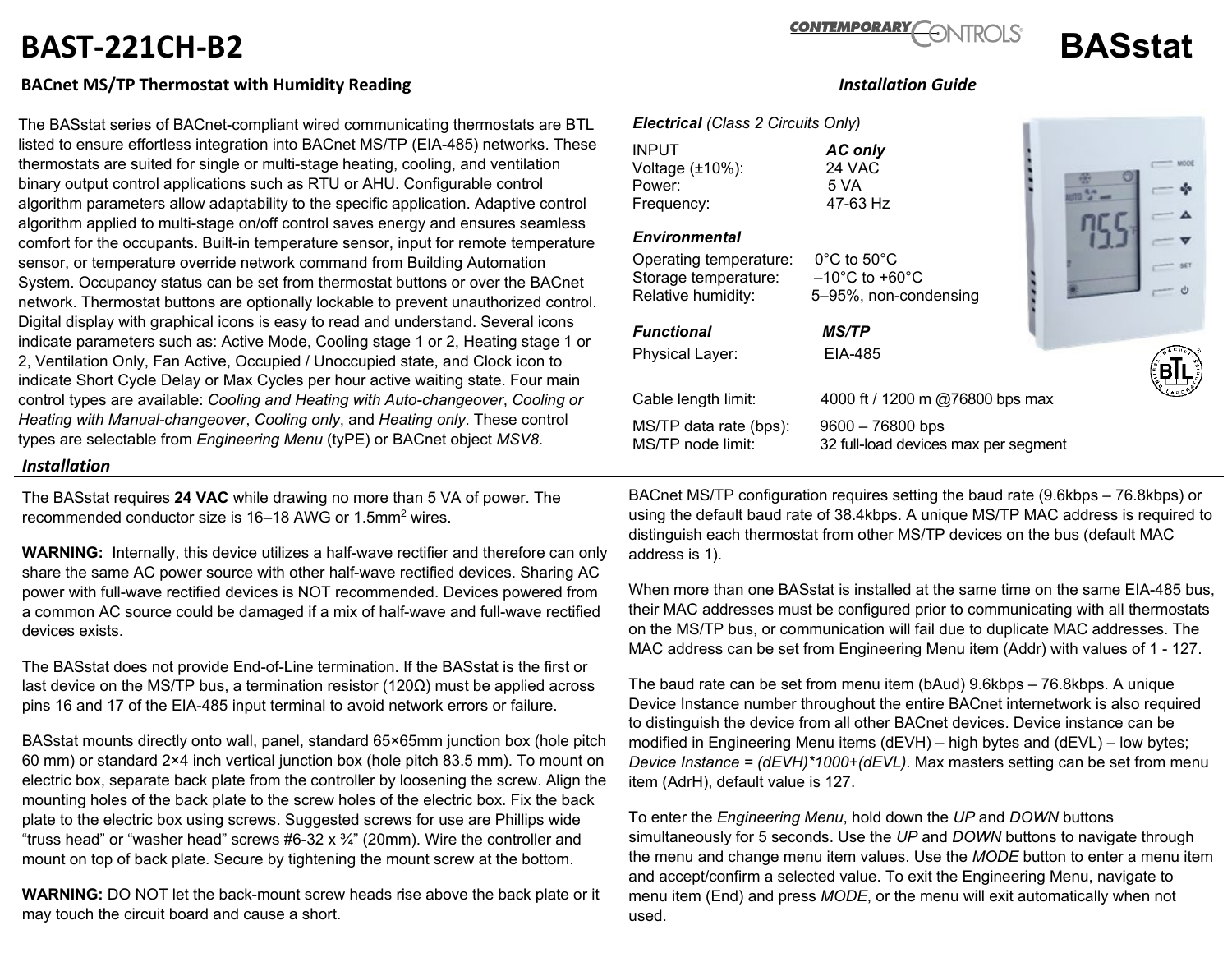# BAST-221CH-B2

**BASstat**

### BACnet MS/TP Thermostat with Humidity Reading

*Installation Guide*

The BASstat series of BACnet-compliant wired communicating thermostats are BTL listed to ensure effortless integration into BACnet MS/TP (EIA-485) networks. These thermostats are suited for single or multi-stage heating, cooling, and ventilation binary output control applications such as RTU or AHU. Configurable control algorithm parameters allow adaptability to the specific application. Adaptive control algorithm applied to multi-stage on/off control saves energy and ensures seamless comfort for the occupants. Built-in temperature sensor, input for remote temperature sensor, or temperature override network command from Building Automation System. Occupancy status can be set from thermostat buttons or over the BACnet network. Thermostat buttons are optionally lockable to prevent unauthorized control. Digital display with graphical icons is easy to read and understand. Several icons indicate parameters such as: Active Mode, Cooling stage 1 or 2, Heating stage 1 or 2, Ventilation Only, Fan Active, Occupied / Unoccupied state, and Clock icon to indicate Short Cycle Delay or Max Cycles per hour active waiting state. Four main control types are available: *Cooling and Heating with Auto-changeover*, *Cooling or Heating with Manual-changeover*, *Cooling only*, and *Heating only*. These control types are selectable from *Engineering Menu* (tyPE) or BACnet object *MSV8*.

***Electrical*** *(Class 2 Circuits Only)*

| INPUT | ***AC only*** |
|---|---|
| Voltage (±10%): | 24 VAC |
| Power: | 5 VA |
| Frequency: | 47-63 Hz |

***Environmental***

| | |
|---|---|
| Operating temperature: | 0°C to 50°C |
| Storage temperature: | –10°C to +60°C |
| Relative humidity: | 5–95%, non-condensing |

| ***Functional*** | ***MS/TP*** |
|---|---|
| Physical Layer: | EIA-485 |
| Cable length limit: | 4000 ft / 1200 m @76800 bps max |
| MS/TP data rate (bps): | 9600 – 76800 bps |
| MS/TP node limit: | 32 full-load devices max per segment |

## *Installation*

The BASstat requires **24 VAC** while drawing no more than 5 VA of power. The recommended conductor size is 16–18 AWG or 1.5mm$^2$ wires.

**WARNING:** Internally, this device utilizes a half-wave rectifier and therefore can only share the same AC power source with other half-wave rectified devices. Sharing AC power with full-wave rectified devices is NOT recommended. Devices powered from a common AC source could be damaged if a mix of half-wave and full-wave rectified devices exists.

The BASstat does not provide End-of-Line termination. If the BASstat is the first or last device on the MS/TP bus, a termination resistor (120Ω) must be applied across pins 16 and 17 of the EIA-485 input terminal to avoid network errors or failure.

BASstat mounts directly onto wall, panel, standard 65×65mm junction box (hole pitch 60 mm) or standard 2×4 inch vertical junction box (hole pitch 83.5 mm). To mount on electric box, separate back plate from the controller by loosening the screw. Align the mounting holes of the back plate to the screw holes of the electric box. Fix the back plate to the electric box using screws. Suggested screws for use are Phillips wide “truss head” or “washer head” screws #6-32 x ¾” (20mm). Wire the controller and mount on top of back plate. Secure by tightening the mount screw at the bottom.

**WARNING:** DO NOT let the back-mount screw heads rise above the back plate or it may touch the circuit board and cause a short.

BACnet MS/TP configuration requires setting the baud rate (9.6kbps – 76.8kbps) or using the default baud rate of 38.4kbps. A unique MS/TP MAC address is required to distinguish each thermostat from other MS/TP devices on the bus (default MAC address is 1).

When more than one BASstat is installed at the same time on the same EIA-485 bus, their MAC addresses must be configured prior to communicating with all thermostats on the MS/TP bus, or communication will fail due to duplicate MAC addresses. The MAC address can be set from Engineering Menu item (Addr) with values of 1 - 127.

The baud rate can be set from menu item (bAud) 9.6kbps – 76.8kbps. A unique Device Instance number throughout the entire BACnet internetwork is also required to distinguish the device from all other BACnet devices. Device instance can be modified in Engineering Menu items (dEVH) – high bytes and (dEVL) – low bytes; *Device Instance = (dEVH)\*1000+(dEVL)*. Max masters setting can be set from menu item (AdrH), default value is 127.

To enter the *Engineering Menu*, hold down the *UP* and *DOWN* buttons simultaneously for 5 seconds. Use the *UP* and *DOWN* buttons to navigate through the menu and change menu item values. Use the *MODE* button to enter a menu item and accept/confirm a selected value. To exit the Engineering Menu, navigate to menu item (End) and press *MODE*, or the menu will exit automatically when not used.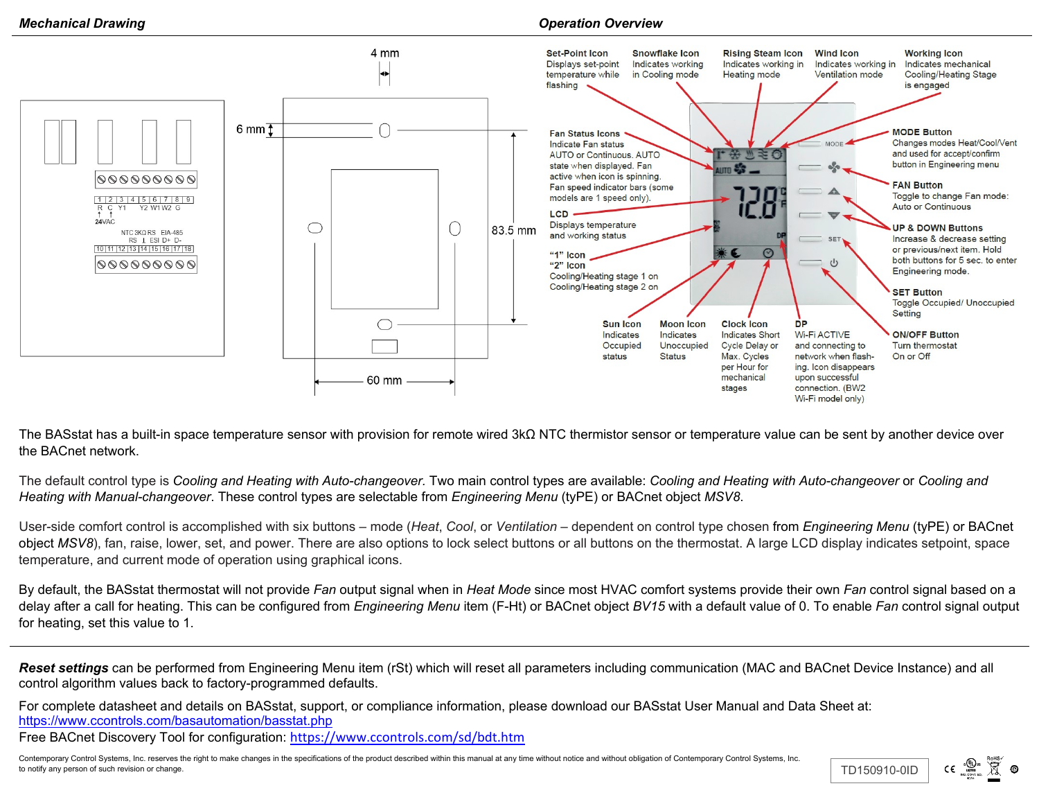## Mechanical Drawing

4 mm

6 mm

83.5 mm

60 mm

1 2 3 4 5 6 7 8 9
R C Y1 Y2 W1 W2 G
24VAC

NTC 3KΩ RS EIA-485
RS ⊥ ESI D+ D-
10 11 12 13 14 15 16 17 18

## Operation Overview

**Set-Point Icon**
Displays set-point temperature while flashing

**Snowflake Icon**
Indicates working in Cooling mode

**Rising Steam Icon**
Indicates working in Heating mode

**Wind Icon**
Indicates working in Ventilation mode

**Working Icon**
Indicates mechanical Cooling/Heating Stage is engaged

**Fan Status Icons**
Indicate Fan status AUTO or Continuous. AUTO state when displayed. Fan active when icon is spinning. Fan speed indicator bars (some models are 1 speed only).

**LCD**
Displays temperature and working status

**"1" Icon**
**"2" Icon**
Cooling/Heating stage 1 on
Cooling/Heating stage 2 on

**MODE Button**
Changes modes Heat/Cool/Vent and used for accept/confirm button in Engineering menu

**FAN Button**
Toggle to change Fan mode: Auto or Continuous

**UP & DOWN Buttons**
Increase & decrease setting or previous/next item. Hold both buttons for 5 sec. to enter Engineering mode.

**SET Button**
Toggle Occupied/ Unoccupied Setting

**ON/OFF Button**
Turn thermostat On or Off

**Sun Icon**
Indicates Occupied status

**Moon Icon**
Indicates Unoccupied Status

**Clock Icon**
Indicates Short Cycle Delay or Max. Cycles per Hour for mechanical stages

**DP**
Wi-Fi ACTIVE and connecting to network when flashing. Icon disappears upon successful connection. (BW2 Wi-Fi model only)

The BASstat has a built-in space temperature sensor with provision for remote wired 3kΩ NTC thermistor sensor or temperature value can be sent by another device over the BACnet network.

The default control type is *Cooling and Heating with Auto-changeover*. Two main control types are available: *Cooling and Heating with Auto-changeover* or *Cooling and Heating with Manual-changeover*. These control types are selectable from *Engineering Menu* (tyPE) or BACnet object *MSV8*.

User-side comfort control is accomplished with six buttons – mode (*Heat*, *Cool*, or *Ventilation* – dependent on control type chosen from *Engineering Menu* (tyPE) or BACnet object *MSV8*), fan, raise, lower, set, and power. There are also options to lock select buttons or all buttons on the thermostat. A large LCD display indicates setpoint, space temperature, and current mode of operation using graphical icons.

By default, the BASstat thermostat will not provide *Fan* output signal when in *Heat Mode* since most HVAC comfort systems provide their own *Fan* control signal based on a delay after a call for heating. This can be configured from *Engineering Menu* item (F-Ht) or BACnet object *BV15* with a default value of 0. To enable *Fan* control signal output for heating, set this value to 1.

***Reset settings*** can be performed from Engineering Menu item (rSt) which will reset all parameters including communication (MAC and BACnet Device Instance) and all control algorithm values back to factory-programmed defaults.

For complete datasheet and details on BASstat, support, or compliance information, please download our BASstat User Manual and Data Sheet at:
https://www.ccontrols.com/basautomation/basstat.php
Free BACnet Discovery Tool for configuration: https://www.ccontrols.com/sd/bdt.htm

Contemporary Control Systems, Inc. reserves the right to make changes in the specifications of the product described within this manual at any time without notice and without obligation of Contemporary Control Systems, Inc. to notify any person of such revision or change.

TD150910-0ID